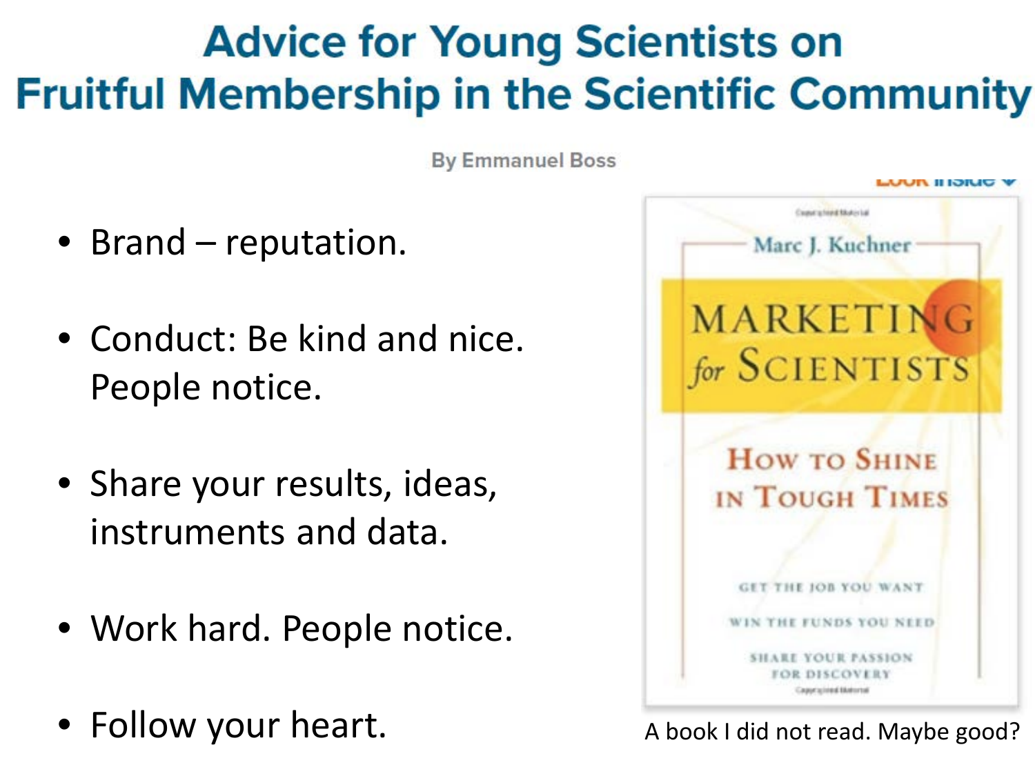# Advice for Young Scientists on Fruitful Membership in the Scientific Community

By Emmanuel Boss

- Brand – reputation.
- Conduct: Be kind and nice. People notice.
- Share your results, ideas, instruments and data.
- Work hard. People notice.
- Follow your heart.

Marc J. Kuchner

MARKETING for SCIENTISTS

HOW TO SHINE IN TOUGH TIMES

GET THE JOB YOU WANT

WIN THE FUNDS YOU NEED

SHARE YOUR PASSION FOR DISCOVERY

A book I did not read. Maybe good?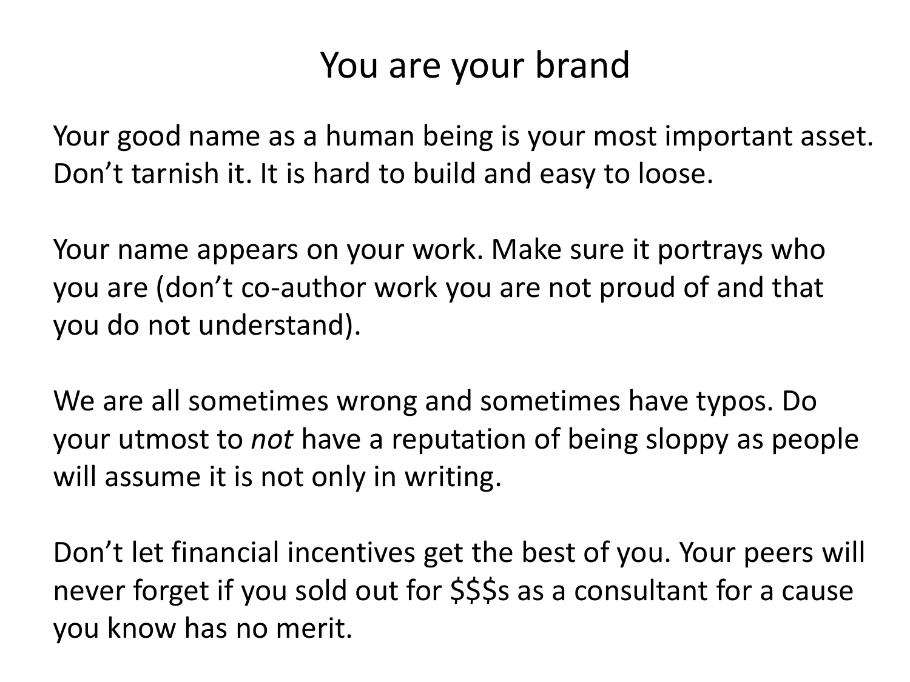# You are your brand

Your good name as a human being is your most important asset. Don't tarnish it. It is hard to build and easy to loose.

Your name appears on your work. Make sure it portrays who you are (don't co-author work you are not proud of and that you do not understand).

We are all sometimes wrong and sometimes have typos. Do your utmost to *not* have a reputation of being sloppy as people will assume it is not only in writing.

Don't let financial incentives get the best of you. Your peers will never forget if you sold out for $$$s as a consultant for a cause you know has no merit.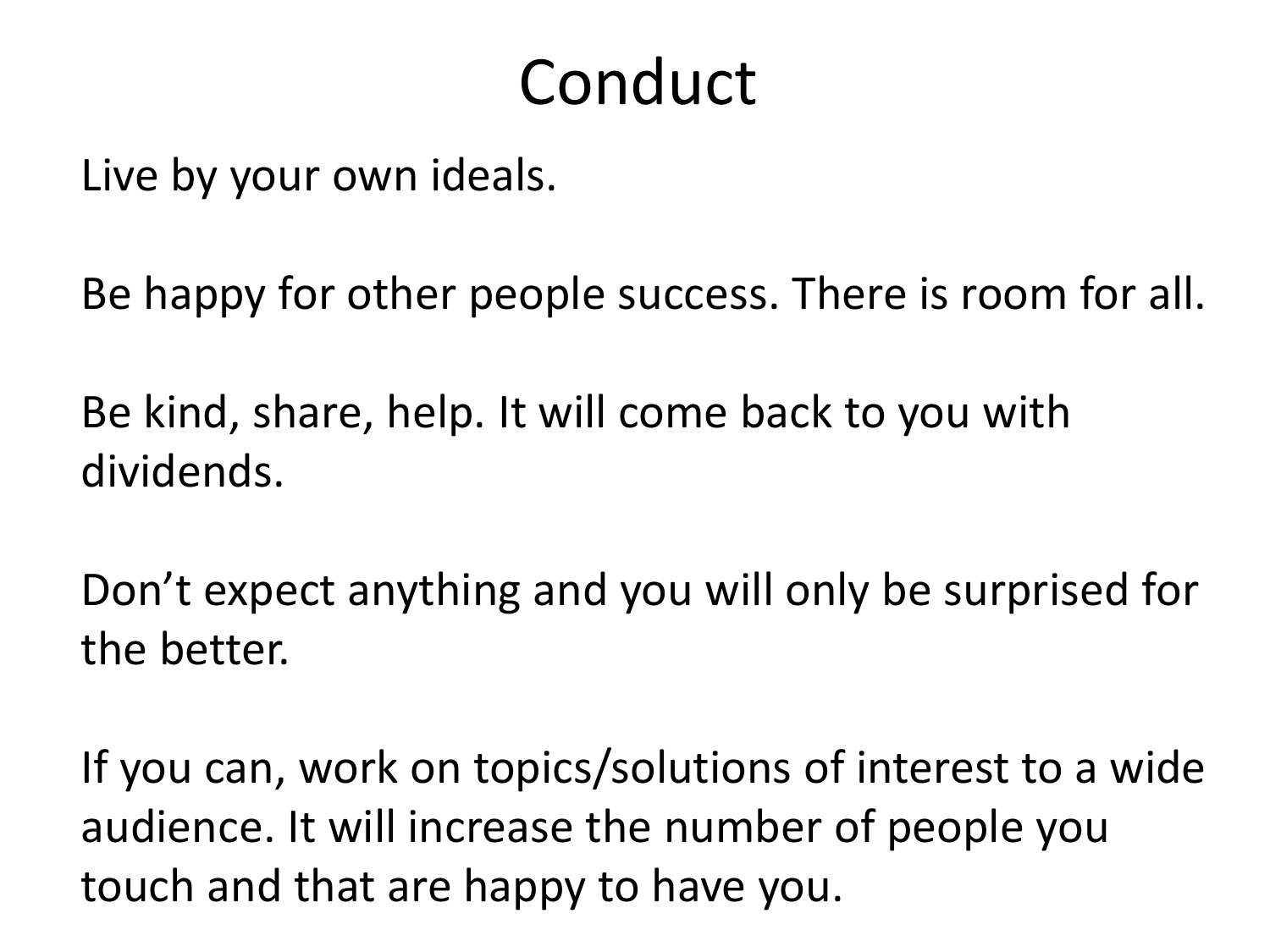# Conduct

Live by your own ideals.

Be happy for other people success. There is room for all.

Be kind, share, help. It will come back to you with dividends.

Don't expect anything and you will only be surprised for the better.

If you can, work on topics/solutions of interest to a wide audience. It will increase the number of people you touch and that are happy to have you.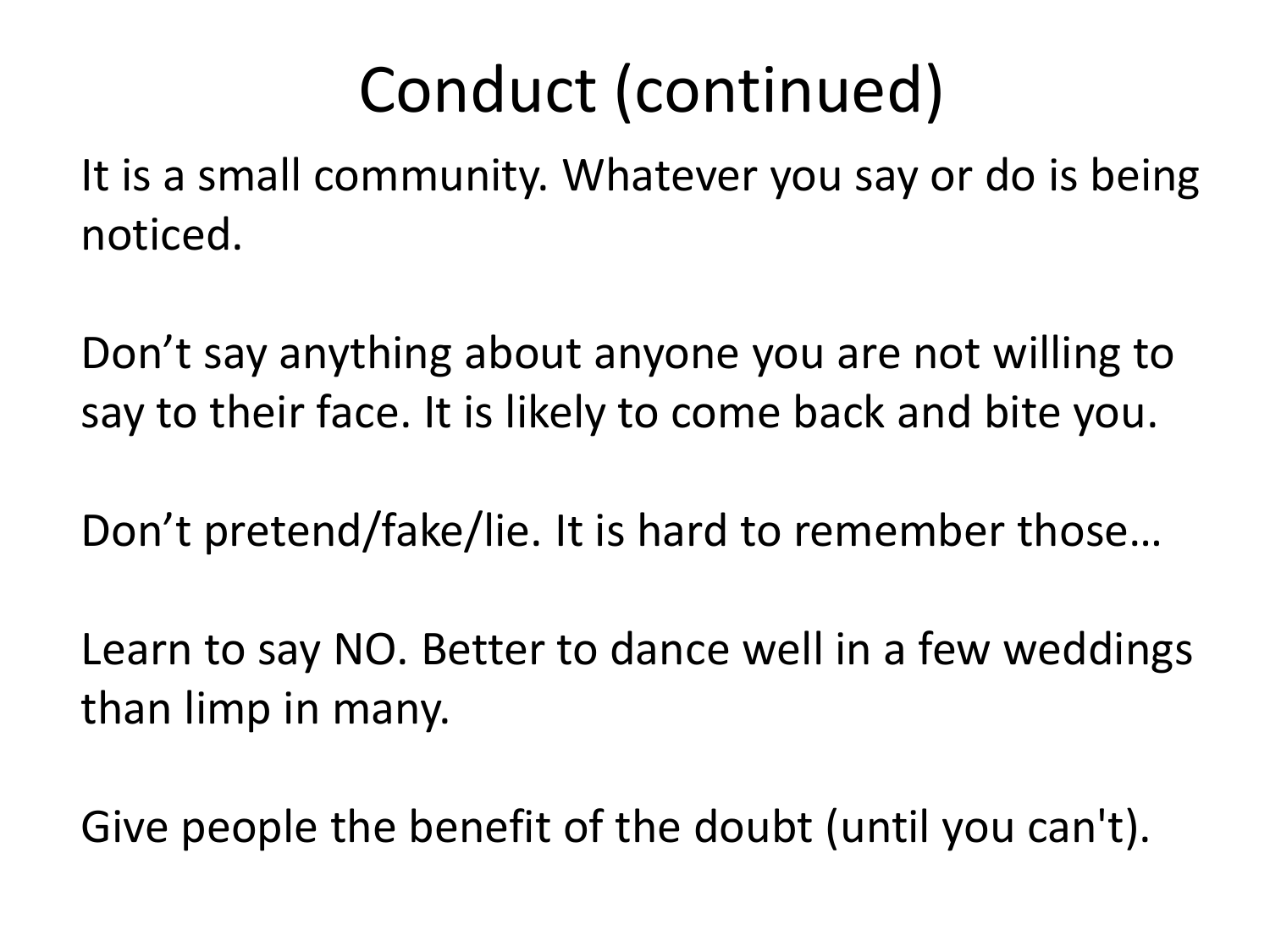# Conduct (continued)

It is a small community. Whatever you say or do is being noticed.

Don’t say anything about anyone you are not willing to say to their face. It is likely to come back and bite you.

Don’t pretend/fake/lie. It is hard to remember those…

Learn to say NO. Better to dance well in a few weddings than limp in many.

Give people the benefit of the doubt (until you can't).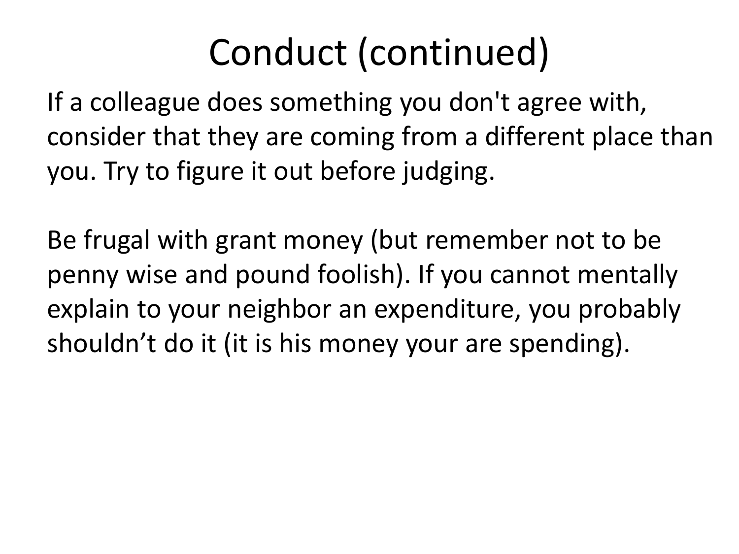# Conduct (continued)

If a colleague does something you don't agree with, consider that they are coming from a different place than you. Try to figure it out before judging.

Be frugal with grant money (but remember not to be penny wise and pound foolish). If you cannot mentally explain to your neighbor an expenditure, you probably shouldn't do it (it is his money your are spending).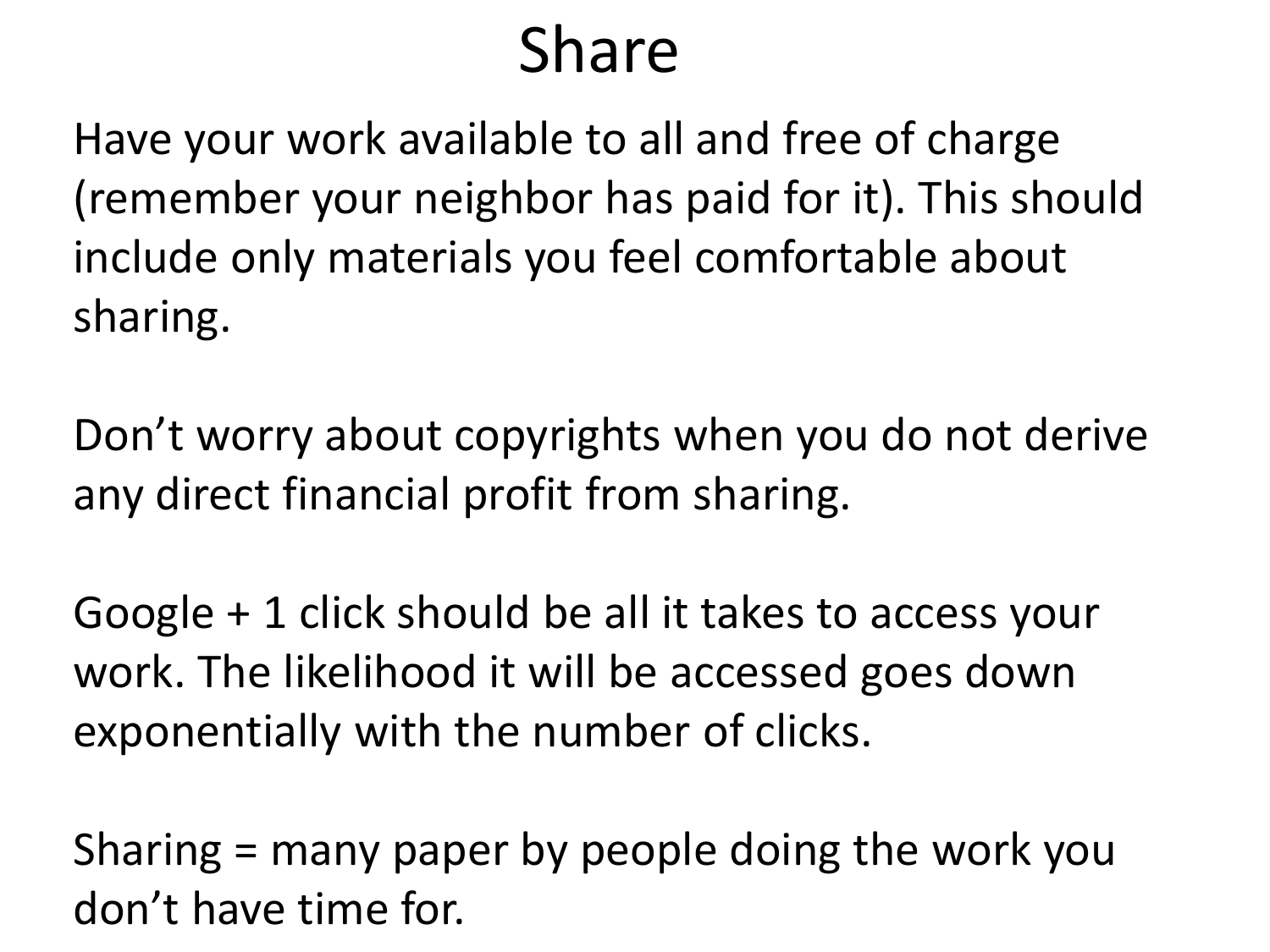# Share

Have your work available to all and free of charge (remember your neighbor has paid for it). This should include only materials you feel comfortable about sharing.

Don't worry about copyrights when you do not derive any direct financial profit from sharing.

Google + 1 click should be all it takes to access your work. The likelihood it will be accessed goes down exponentially with the number of clicks.

Sharing = many paper by people doing the work you don't have time for.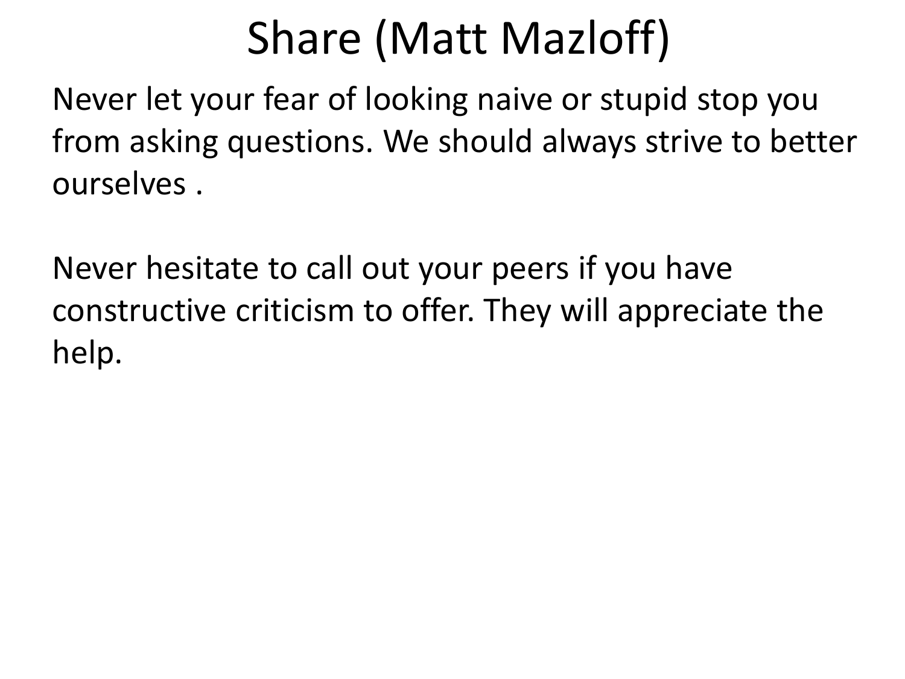# Share (Matt Mazloff)

Never let your fear of looking naive or stupid stop you from asking questions. We should always strive to better ourselves .

Never hesitate to call out your peers if you have constructive criticism to offer. They will appreciate the help.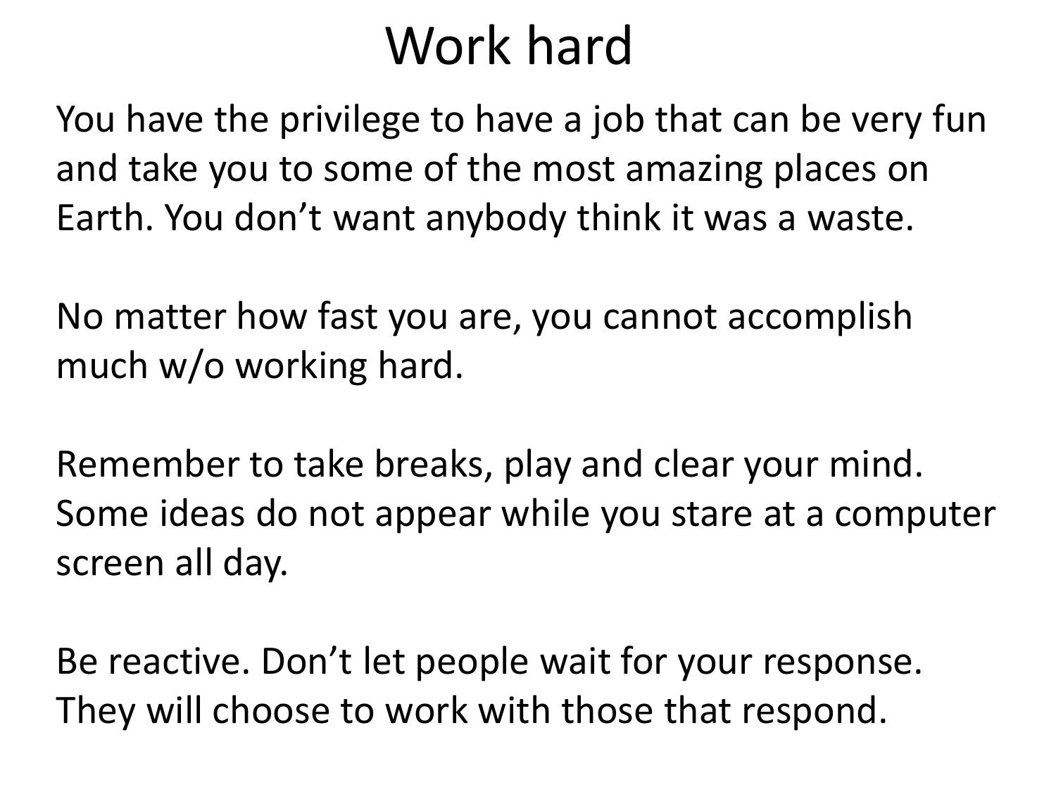# Work hard

You have the privilege to have a job that can be very fun and take you to some of the most amazing places on Earth. You don't want anybody think it was a waste.

No matter how fast you are, you cannot accomplish much w/o working hard.

Remember to take breaks, play and clear your mind. Some ideas do not appear while you stare at a computer screen all day.

Be reactive. Don't let people wait for your response. They will choose to work with those that respond.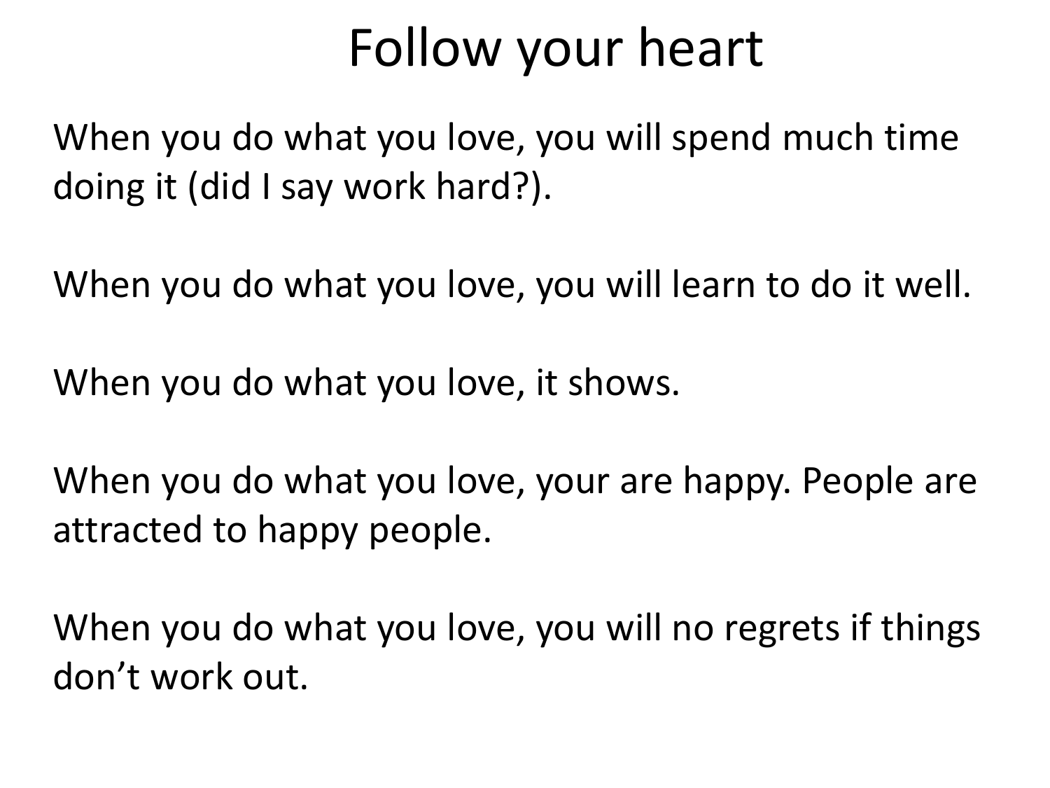# Follow your heart

When you do what you love, you will spend much time doing it (did I say work hard?).

When you do what you love, you will learn to do it well.

When you do what you love, it shows.

When you do what you love, your are happy. People are attracted to happy people.

When you do what you love, you will no regrets if things don't work out.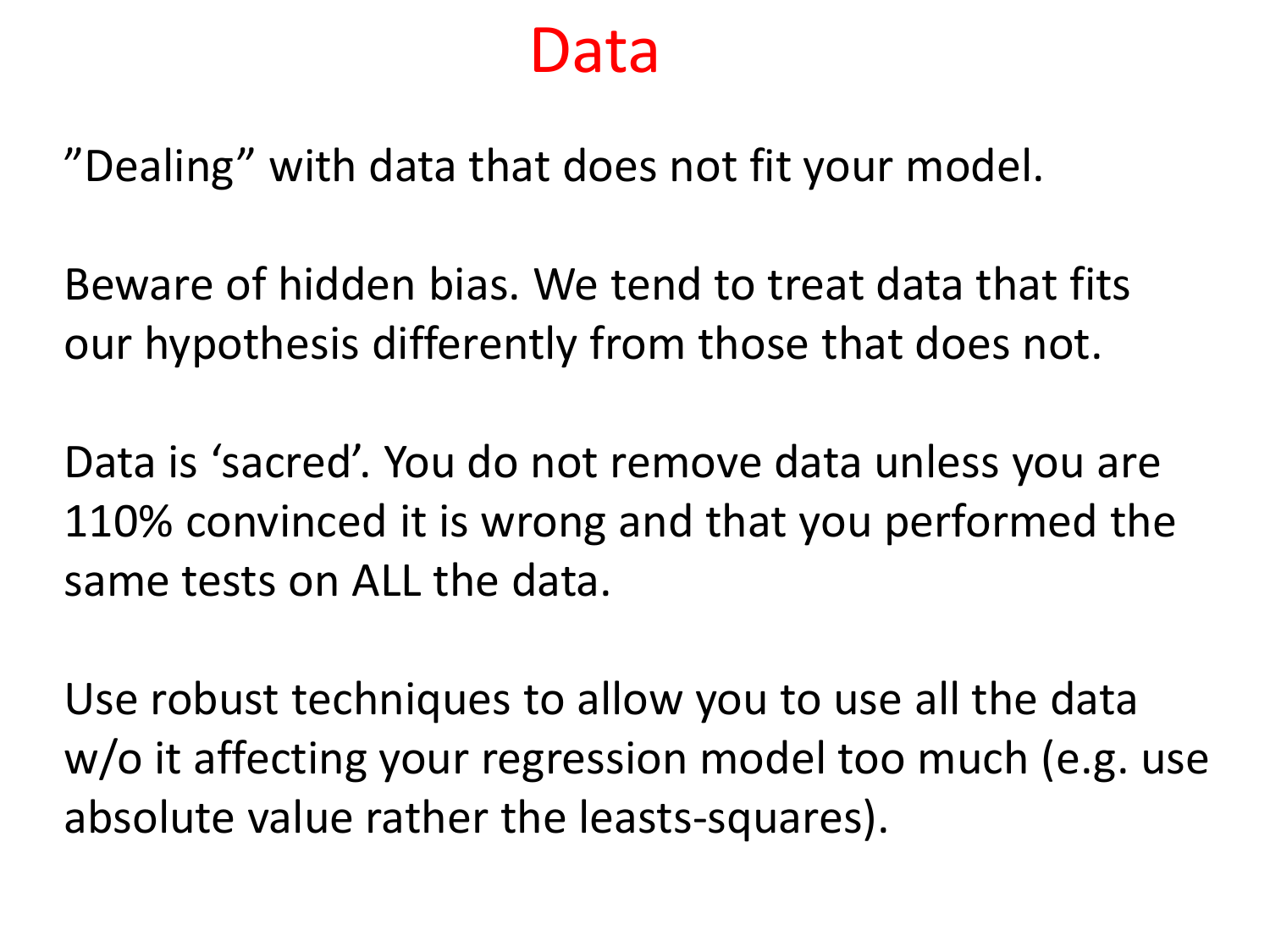# Data

”Dealing” with data that does not fit your model.

Beware of hidden bias. We tend to treat data that fits our hypothesis differently from those that does not.

Data is ‘sacred’. You do not remove data unless you are 110% convinced it is wrong and that you performed the same tests on ALL the data.

Use robust techniques to allow you to use all the data w/o it affecting your regression model too much (e.g. use absolute value rather the leasts-squares).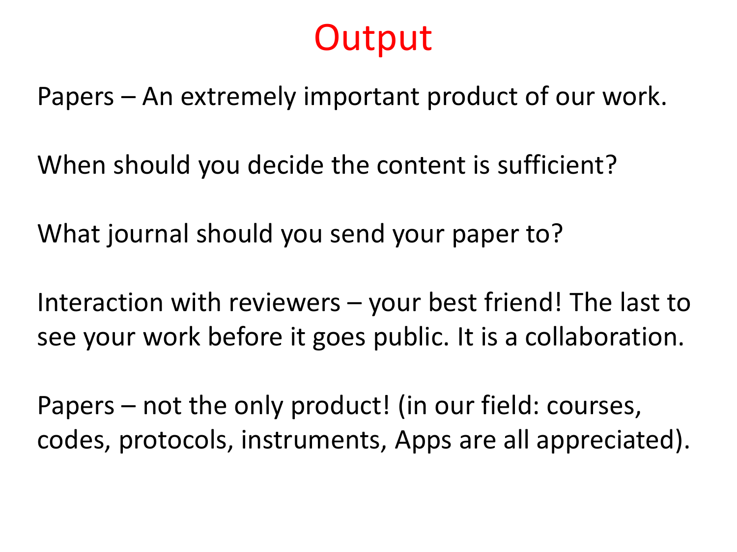# Output

Papers – An extremely important product of our work.

When should you decide the content is sufficient?

What journal should you send your paper to?

Interaction with reviewers – your best friend! The last to see your work before it goes public. It is a collaboration.

Papers – not the only product! (in our field: courses, codes, protocols, instruments, Apps are all appreciated).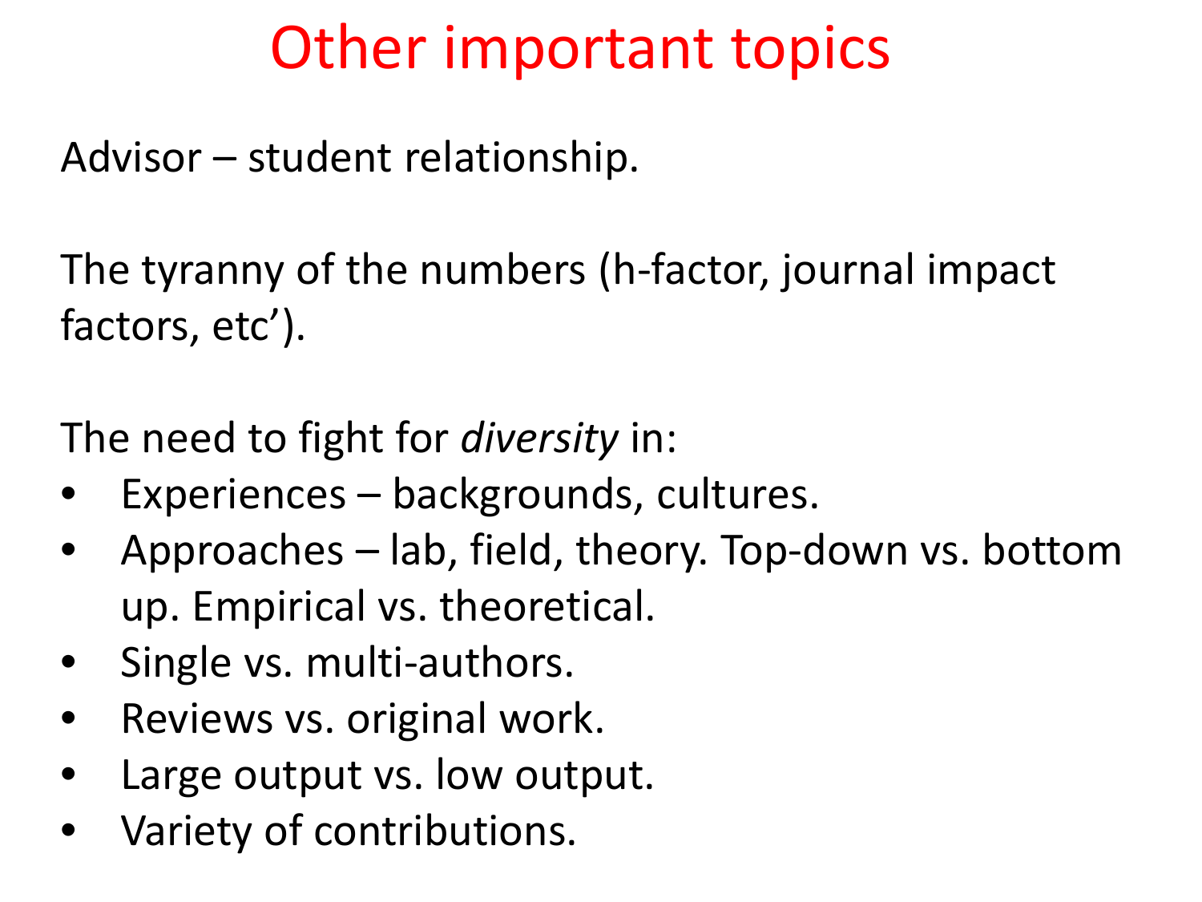# Other important topics

Advisor – student relationship.

The tyranny of the numbers (h-factor, journal impact factors, etc').

The need to fight for *diversity* in:

- Experiences – backgrounds, cultures.
- Approaches – lab, field, theory. Top-down vs. bottom up. Empirical vs. theoretical.
- Single vs. multi-authors.
- Reviews vs. original work.
- Large output vs. low output.
- Variety of contributions.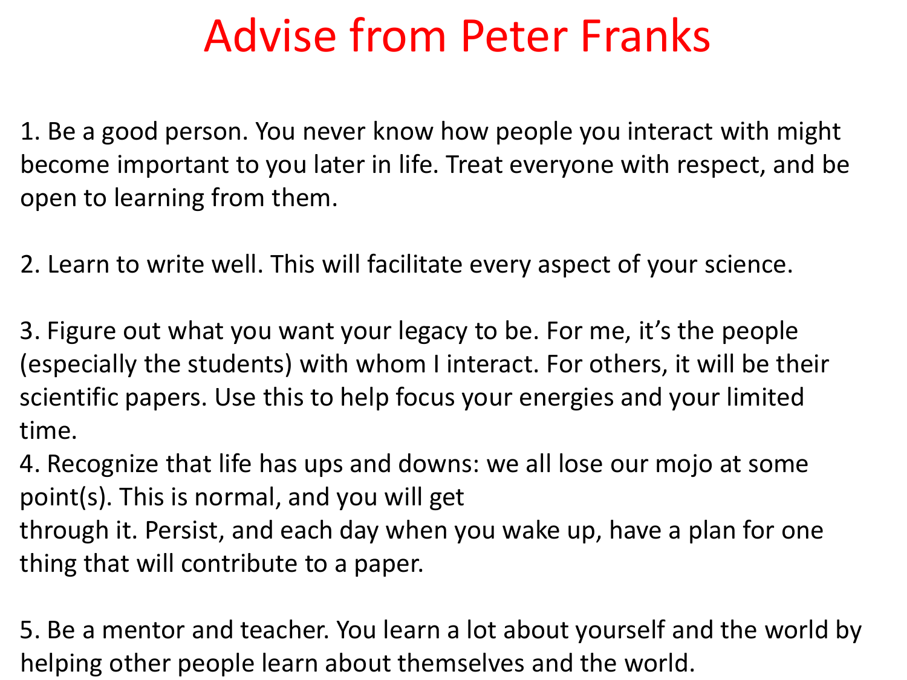# Advise from Peter Franks

1. Be a good person. You never know how people you interact with might become important to you later in life. Treat everyone with respect, and be open to learning from them.

2. Learn to write well. This will facilitate every aspect of your science.

3. Figure out what you want your legacy to be. For me, it's the people (especially the students) with whom I interact. For others, it will be their scientific papers. Use this to help focus your energies and your limited time.

4. Recognize that life has ups and downs: we all lose our mojo at some point(s). This is normal, and you will get through it. Persist, and each day when you wake up, have a plan for one thing that will contribute to a paper.

5. Be a mentor and teacher. You learn a lot about yourself and the world by helping other people learn about themselves and the world.